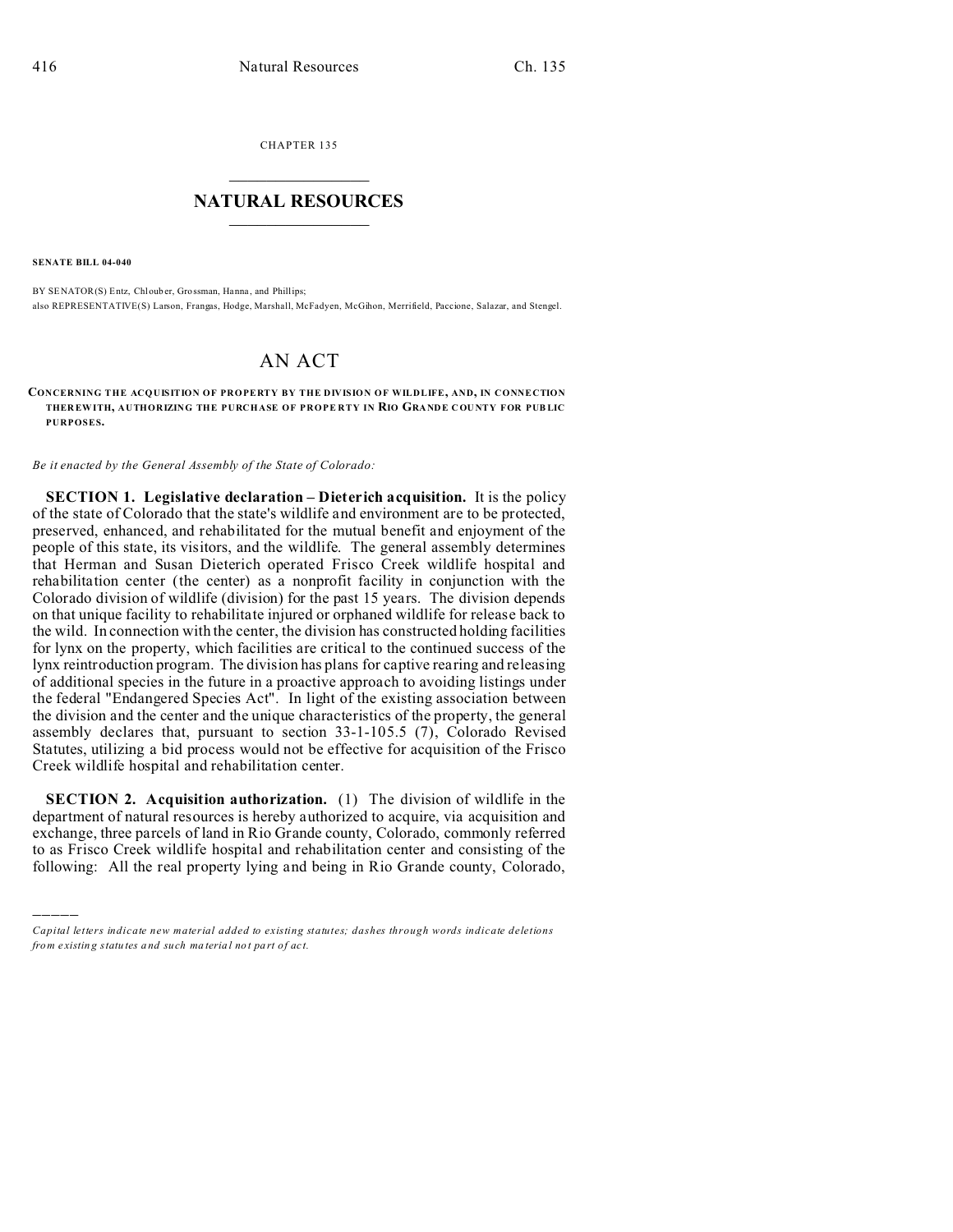CHAPTER 135

# NATURAL RESOURCES

**SENATE BILL 04-040**

BY SENATOR(S) Entz, Chlouber, Grossman, Hanna, and Phillips;
also REPRESENTATIVE(S) Larson, Frangas, Hodge, Marshall, McFadyen, McGihon, Merrifield, Paccione, Salazar, and Stengel.

# AN ACT

**CONCERNING THE ACQUISITION OF PROPERTY BY THE DIVISION OF WILDLIFE, AND, IN CONNECTION THEREWITH, AUTHORIZING THE PURCHASE OF PROPERTY IN RIO GRANDE COUNTY FOR PUBLIC PURPOSES.**

*Be it enacted by the General Assembly of the State of Colorado:*

**SECTION 1. Legislative declaration – Dieterich acquisition.** It is the policy of the state of Colorado that the state's wildlife and environment are to be protected, preserved, enhanced, and rehabilitated for the mutual benefit and enjoyment of the people of this state, its visitors, and the wildlife. The general assembly determines that Herman and Susan Dieterich operated Frisco Creek wildlife hospital and rehabilitation center (the center) as a nonprofit facility in conjunction with the Colorado division of wildlife (division) for the past 15 years. The division depends on that unique facility to rehabilitate injured or orphaned wildlife for release back to the wild. In connection with the center, the division has constructed holding facilities for lynx on the property, which facilities are critical to the continued success of the lynx reintroduction program. The division has plans for captive rearing and releasing of additional species in the future in a proactive approach to avoiding listings under the federal "Endangered Species Act". In light of the existing association between the division and the center and the unique characteristics of the property, the general assembly declares that, pursuant to section 33-1-105.5 (7), Colorado Revised Statutes, utilizing a bid process would not be effective for acquisition of the Frisco Creek wildlife hospital and rehabilitation center.

**SECTION 2. Acquisition authorization.** (1) The division of wildlife in the department of natural resources is hereby authorized to acquire, via acquisition and exchange, three parcels of land in Rio Grande county, Colorado, commonly referred to as Frisco Creek wildlife hospital and rehabilitation center and consisting of the following: All the real property lying and being in Rio Grande county, Colorado,

*Capital letters indicate new material added to existing statutes; dashes through words indicate deletions from existing statutes and such material not part of act.*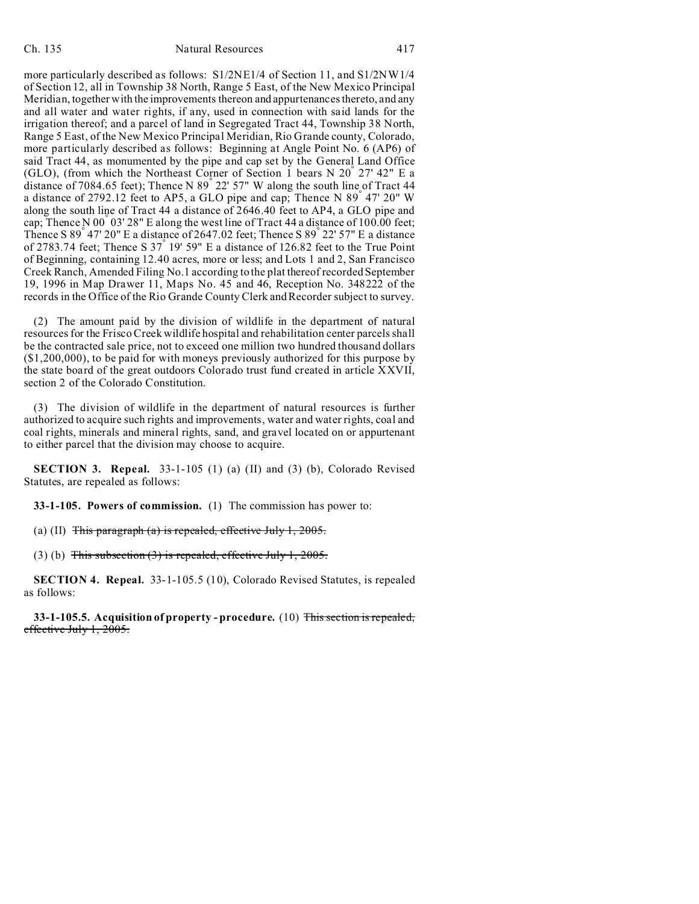more particularly described as follows: S1/2NE1/4 of Section 11, and S1/2NW1/4 of Section 12, all in Township 38 North, Range 5 East, of the New Mexico Principal Meridian, together with the improvements thereon and appurtenances thereto, and any and all water and water rights, if any, used in connection with said lands for the irrigation thereof; and a parcel of land in Segregated Tract 44, Township 38 North, Range 5 East, of the New Mexico Principal Meridian, Rio Grande county, Colorado, more particularly described as follows: Beginning at Angle Point No. 6 (AP6) of said Tract 44, as monumented by the pipe and cap set by the General Land Office (GLO), (from which the Northeast Corner of Section 1 bears N 20° 27' 42" E a distance of 7084.65 feet); Thence N 89° 22' 57" W along the south line of Tract 44 a distance of 2792.12 feet to AP5, a GLO pipe and cap; Thence N 89° 47' 20" W along the south line of Tract 44 a distance of 2646.40 feet to AP4, a GLO pipe and cap; Thence N 00° 03' 28" E along the west line of Tract 44 a distance of 100.00 feet; Thence S 89° 47' 20" E a distance of 2647.02 feet; Thence S 89° 22' 57" E a distance of 2783.74 feet; Thence S 37° 19' 59" E a distance of 126.82 feet to the True Point of Beginning, containing 12.40 acres, more or less; and Lots 1 and 2, San Francisco Creek Ranch, Amended Filing No.1 according to the plat thereof recorded September 19, 1996 in Map Drawer 11, Maps No. 45 and 46, Reception No. 348222 of the records in the Office of the Rio Grande County Clerk and Recorder subject to survey.

(2) The amount paid by the division of wildlife in the department of natural resources for the Frisco Creek wildlife hospital and rehabilitation center parcels shall be the contracted sale price, not to exceed one million two hundred thousand dollars ($1,200,000), to be paid for with moneys previously authorized for this purpose by the state board of the great outdoors Colorado trust fund created in article XXVII, section 2 of the Colorado Constitution.

(3) The division of wildlife in the department of natural resources is further authorized to acquire such rights and improvements, water and water rights, coal and coal rights, minerals and mineral rights, sand, and gravel located on or appurtenant to either parcel that the division may choose to acquire.

**SECTION 3. Repeal.** 33-1-105 (1) (a) (II) and (3) (b), Colorado Revised Statutes, are repealed as follows:

**33-1-105. Powers of commission.** (1) The commission has power to:

(a) (II) ~~This paragraph (a) is repealed, effective July 1, 2005.~~

(3) (b) ~~This subsection (3) is repealed, effective July 1, 2005.~~

**SECTION 4. Repeal.** 33-1-105.5 (10), Colorado Revised Statutes, is repealed as follows:

**33-1-105.5. Acquisition of property - procedure.** (10) ~~This section is repealed, effective July 1, 2005.~~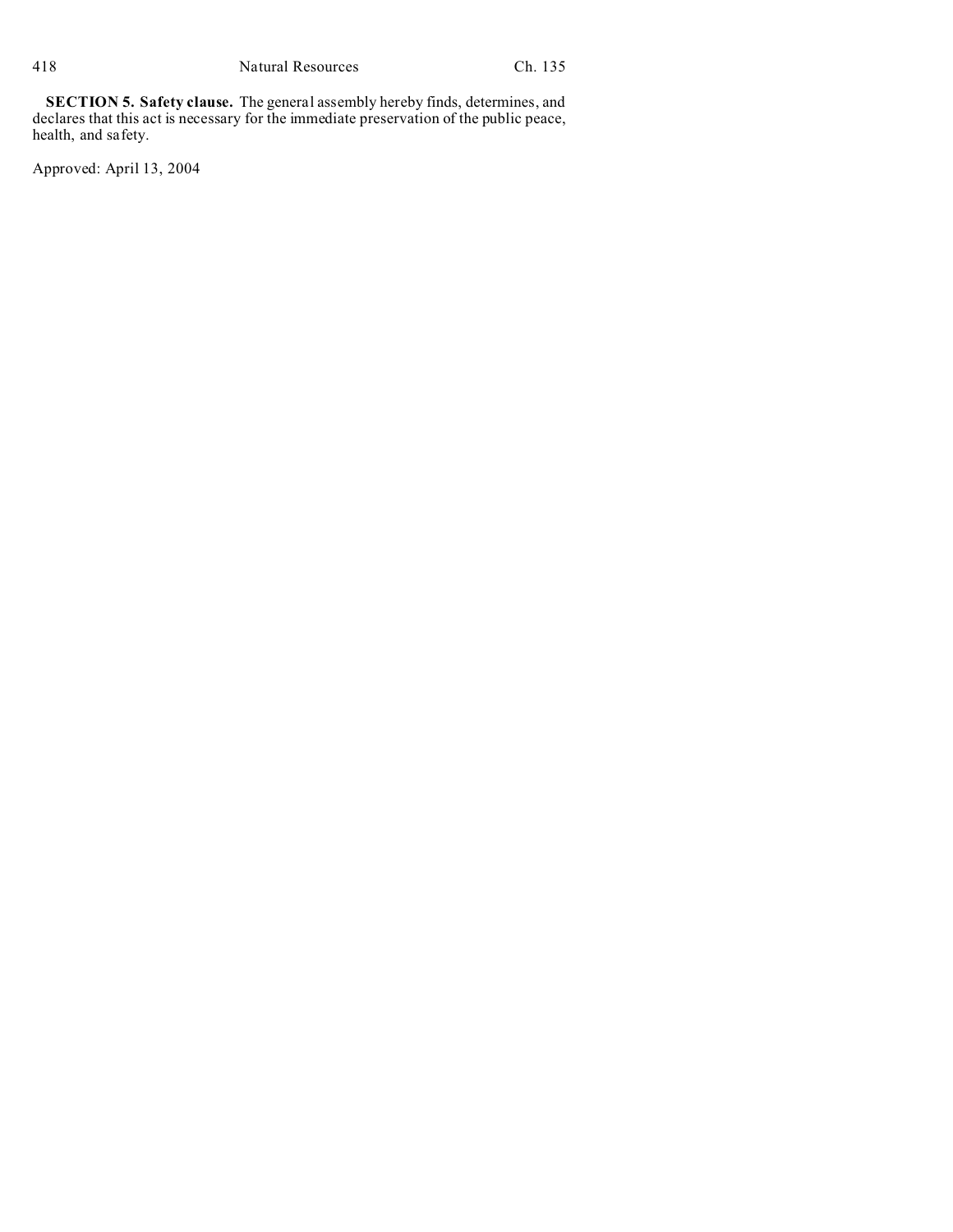**SECTION 5. Safety clause.** The general assembly hereby finds, determines, and declares that this act is necessary for the immediate preservation of the public peace, health, and safety.

Approved: April 13, 2004